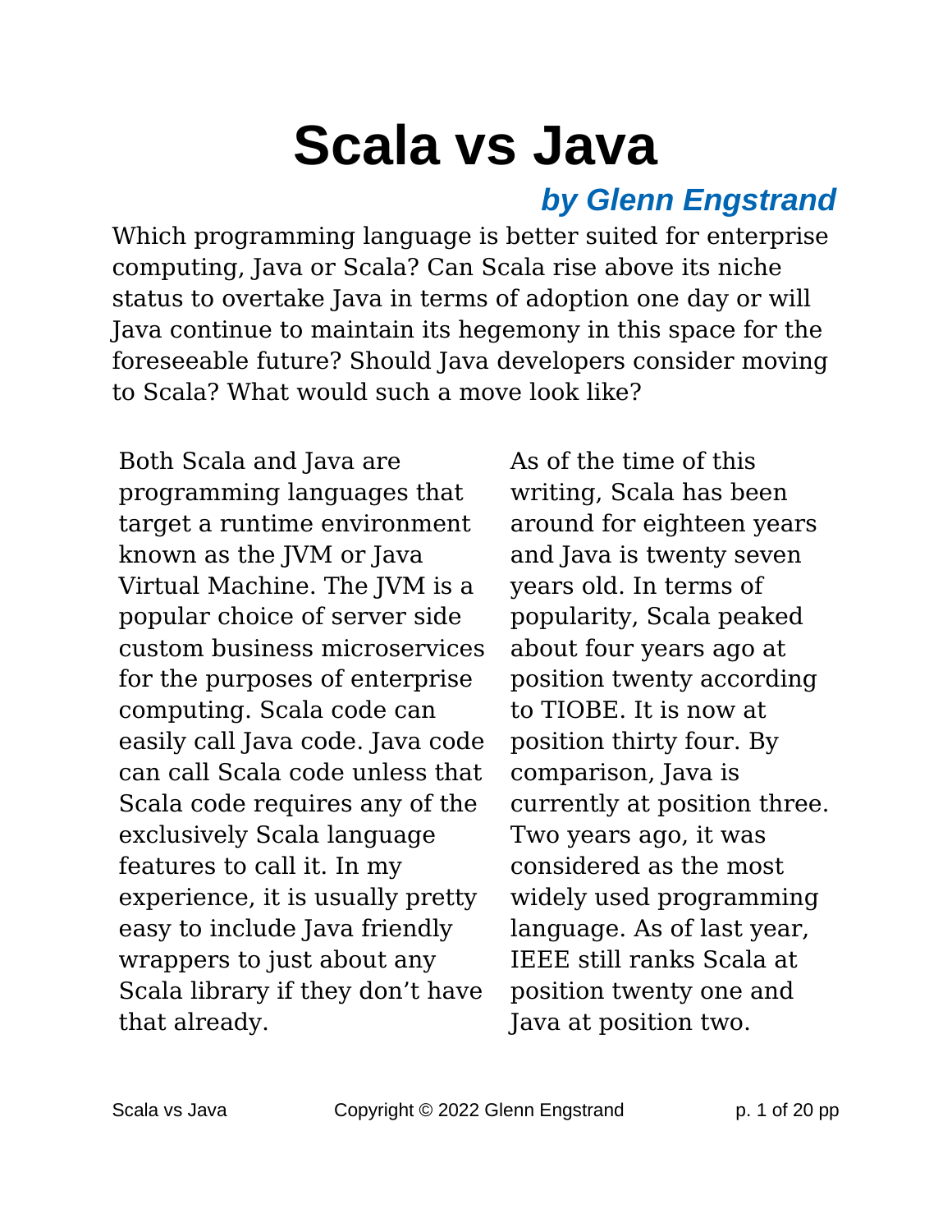# Scala vs Java

***by Glenn Engstrand***

Which programming language is better suited for enterprise computing, Java or Scala? Can Scala rise above its niche status to overtake Java in terms of adoption one day or will Java continue to maintain its hegemony in this space for the foreseeable future? Should Java developers consider moving to Scala? What would such a move look like?

Both Scala and Java are programming languages that target a runtime environment known as the JVM or Java Virtual Machine. The JVM is a popular choice of server side custom business microservices for the purposes of enterprise computing. Scala code can easily call Java code. Java code can call Scala code unless that Scala code requires any of the exclusively Scala language features to call it. In my experience, it is usually pretty easy to include Java friendly wrappers to just about any Scala library if they don't have that already.

As of the time of this writing, Scala has been around for eighteen years and Java is twenty seven years old. In terms of popularity, Scala peaked about four years ago at position twenty according to TIOBE. It is now at position thirty four. By comparison, Java is currently at position three. Two years ago, it was considered as the most widely used programming language. As of last year, IEEE still ranks Scala at position twenty one and Java at position two.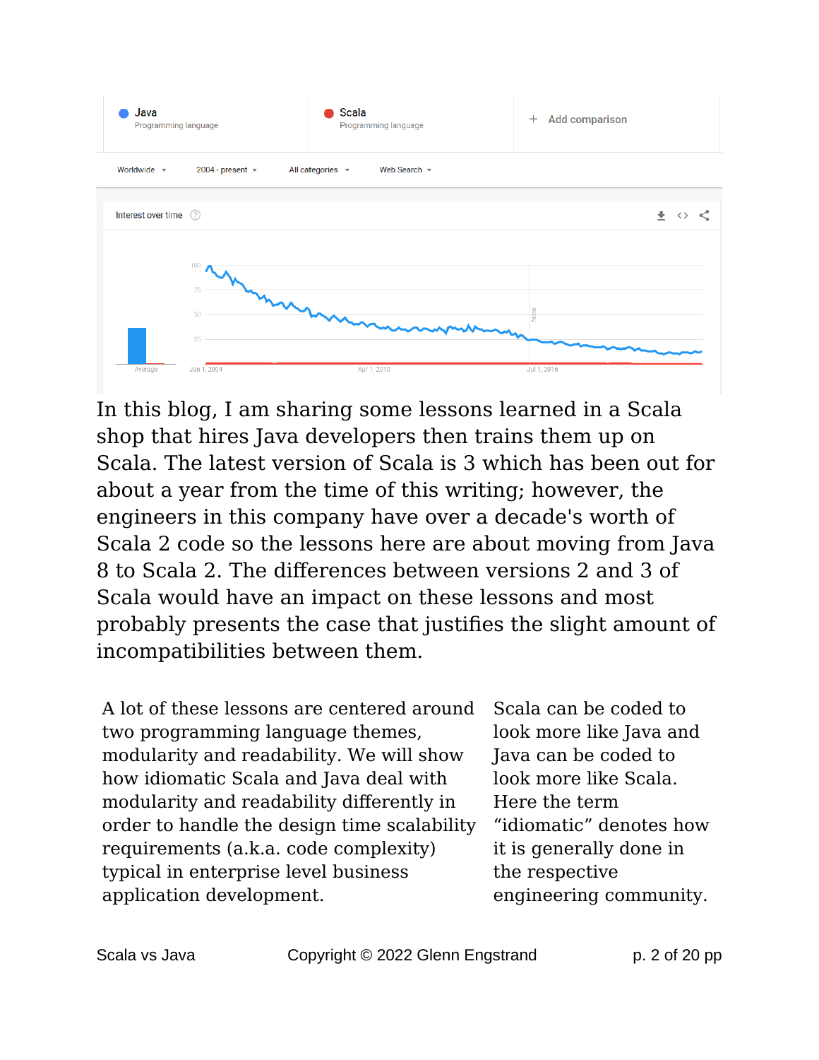In this blog, I am sharing some lessons learned in a Scala shop that hires Java developers then trains them up on Scala. The latest version of Scala is 3 which has been out for about a year from the time of this writing; however, the engineers in this company have over a decade's worth of Scala 2 code so the lessons here are about moving from Java 8 to Scala 2. The differences between versions 2 and 3 of Scala would have an impact on these lessons and most probably presents the case that justifies the slight amount of incompatibilities between them.

A lot of these lessons are centered around two programming language themes, modularity and readability. We will show how idiomatic Scala and Java deal with modularity and readability differently in order to handle the design time scalability requirements (a.k.a. code complexity) typical in enterprise level business application development.

Scala can be coded to look more like Java and Java can be coded to look more like Scala. Here the term "idiomatic" denotes how it is generally done in the respective engineering community.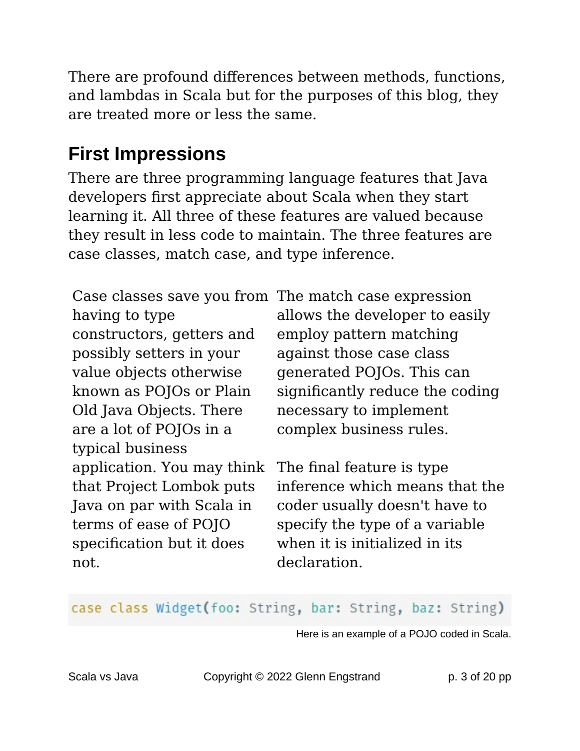There are profound differences between methods, functions, and lambdas in Scala but for the purposes of this blog, they are treated more or less the same.

## First Impressions

There are three programming language features that Java developers first appreciate about Scala when they start learning it. All three of these features are valued because they result in less code to maintain. The three features are case classes, match case, and type inference.

Case classes save you from having to type constructors, getters and possibly setters in your value objects otherwise known as POJOs or Plain Old Java Objects. There are a lot of POJOs in a typical business application. You may think that Project Lombok puts Java on par with Scala in terms of ease of POJO specification but it does not.

The match case expression allows the developer to easily employ pattern matching against those case class generated POJOs. This can significantly reduce the coding necessary to implement complex business rules.

The final feature is type inference which means that the coder usually doesn't have to specify the type of a variable when it is initialized in its declaration.

```
case class Widget(foo: String, bar: String, baz: String)
```

Here is an example of a POJO coded in Scala.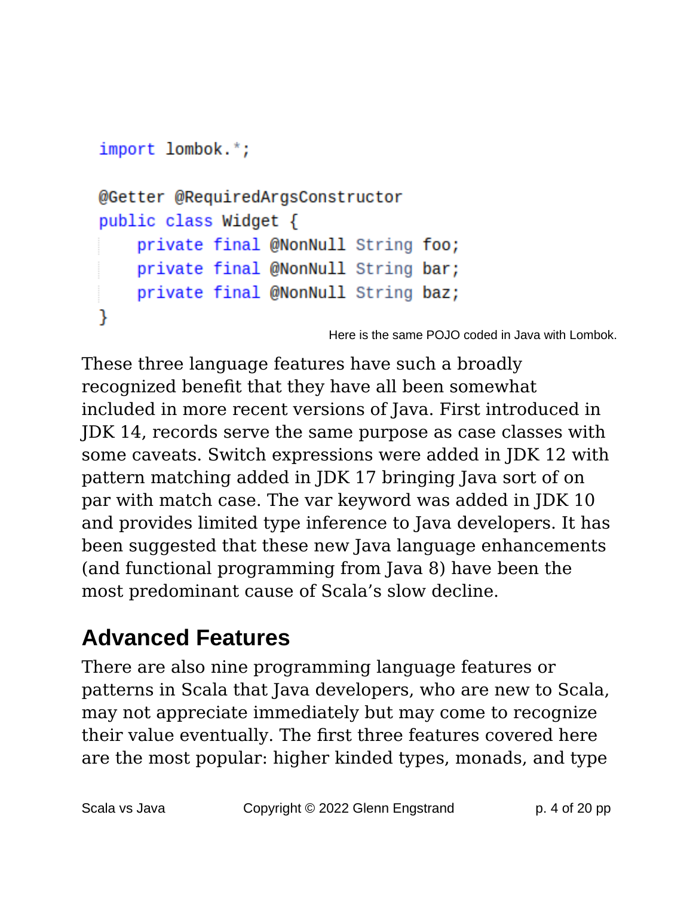```java
import lombok.*;

@Getter @RequiredArgsConstructor
public class Widget {
    private final @NonNull String foo;
    private final @NonNull String bar;
    private final @NonNull String baz;
}
```

Here is the same POJO coded in Java with Lombok.

These three language features have such a broadly recognized benefit that they have all been somewhat included in more recent versions of Java. First introduced in JDK 14, records serve the same purpose as case classes with some caveats. Switch expressions were added in JDK 12 with pattern matching added in JDK 17 bringing Java sort of on par with match case. The var keyword was added in JDK 10 and provides limited type inference to Java developers. It has been suggested that these new Java language enhancements (and functional programming from Java 8) have been the most predominant cause of Scala's slow decline.

## Advanced Features

There are also nine programming language features or patterns in Scala that Java developers, who are new to Scala, may not appreciate immediately but may come to recognize their value eventually. The first three features covered here are the most popular: higher kinded types, monads, and type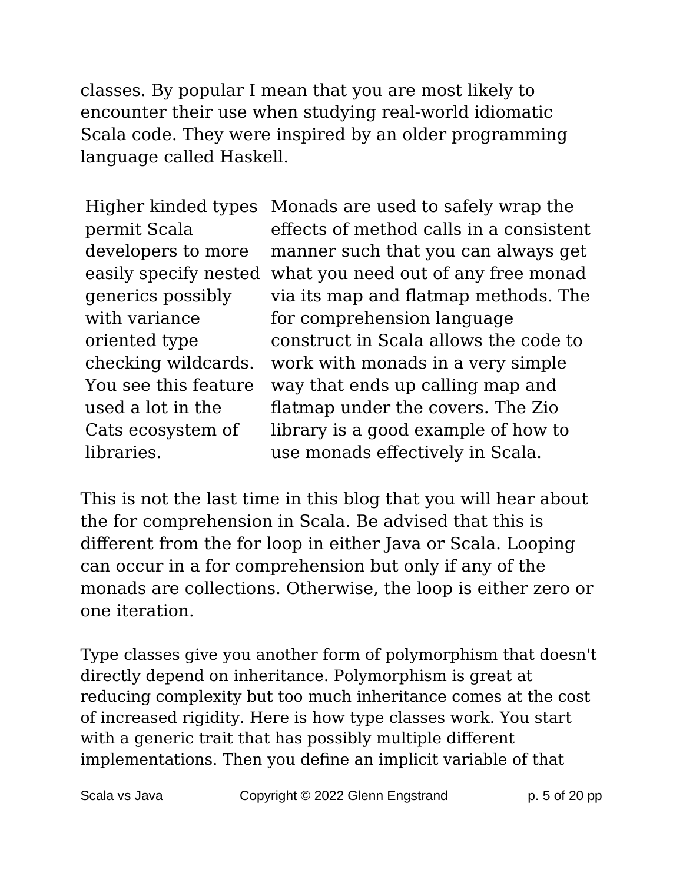classes. By popular I mean that you are most likely to encounter their use when studying real-world idiomatic Scala code. They were inspired by an older programming language called Haskell.

| | |
|---|---|
| Higher kinded types permit Scala developers to more easily specify nested generics possibly with variance oriented type checking wildcards. You see this feature used a lot in the Cats ecosystem of libraries. | Monads are used to safely wrap the effects of method calls in a consistent manner such that you can always get what you need out of any free monad via its map and flatmap methods. The for comprehension language construct in Scala allows the code to work with monads in a very simple way that ends up calling map and flatmap under the covers. The Zio library is a good example of how to use monads effectively in Scala. |

This is not the last time in this blog that you will hear about the for comprehension in Scala. Be advised that this is different from the for loop in either Java or Scala. Looping can occur in a for comprehension but only if any of the monads are collections. Otherwise, the loop is either zero or one iteration.

Type classes give you another form of polymorphism that doesn't directly depend on inheritance. Polymorphism is great at reducing complexity but too much inheritance comes at the cost of increased rigidity. Here is how type classes work. You start with a generic trait that has possibly multiple different implementations. Then you define an implicit variable of that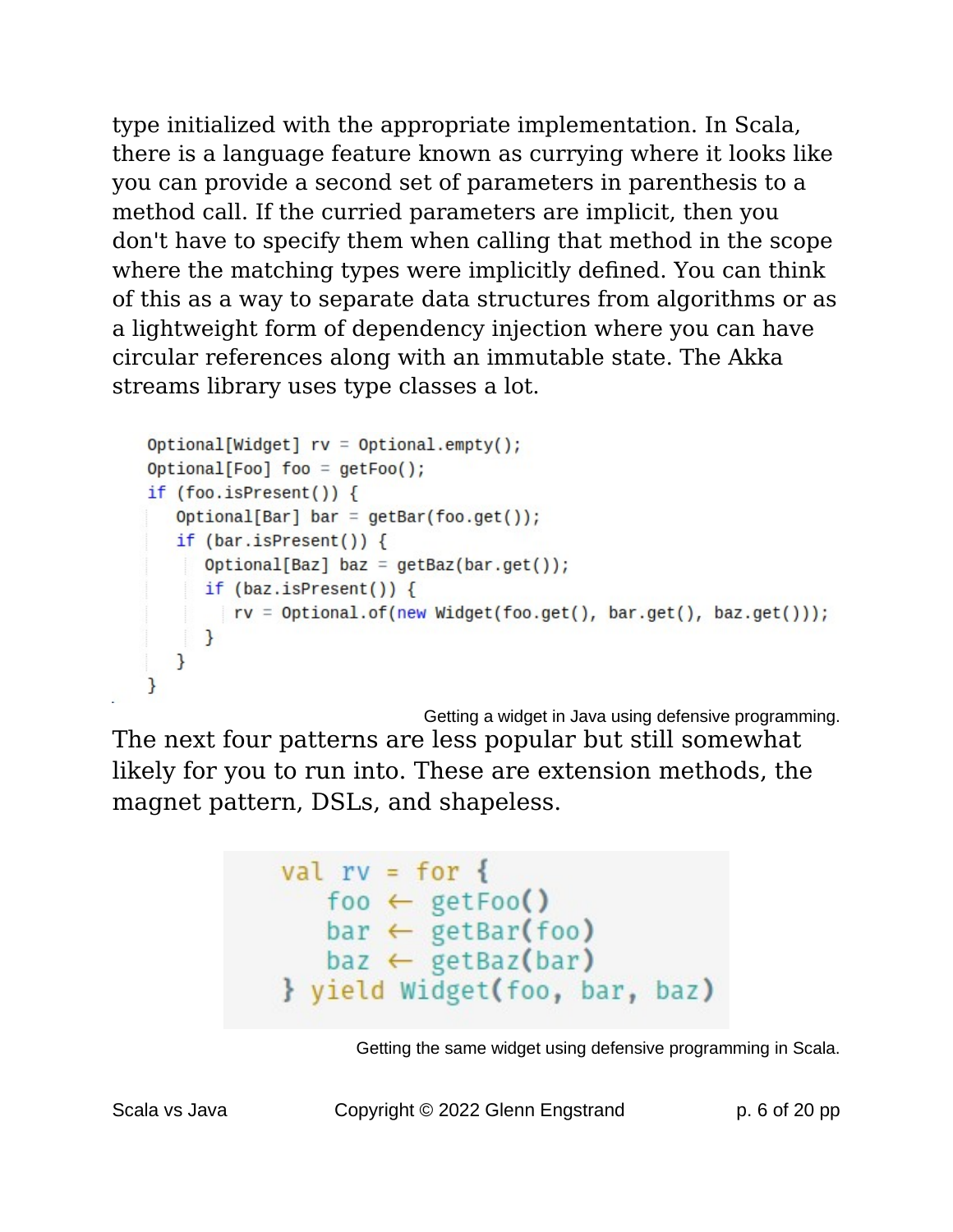type initialized with the appropriate implementation. In Scala, there is a language feature known as currying where it looks like you can provide a second set of parameters in parenthesis to a method call. If the curried parameters are implicit, then you don't have to specify them when calling that method in the scope where the matching types were implicitly defined. You can think of this as a way to separate data structures from algorithms or as a lightweight form of dependency injection where you can have circular references along with an immutable state. The Akka streams library uses type classes a lot.

```
Optional[Widget] rv = Optional.empty();
Optional[Foo] foo = getFoo();
if (foo.isPresent()) {
    Optional[Bar] bar = getBar(foo.get());
    if (bar.isPresent()) {
        Optional[Baz] baz = getBaz(bar.get());
        if (baz.isPresent()) {
            rv = Optional.of(new Widget(foo.get(), bar.get(), baz.get()));
        }
    }
}
```

Getting a widget in Java using defensive programming.

The next four patterns are less popular but still somewhat likely for you to run into. These are extension methods, the magnet pattern, DSLs, and shapeless.

```
val rv = for {
    foo ← getFoo()
    bar ← getBar(foo)
    baz ← getBaz(bar)
} yield Widget(foo, bar, baz)
```

Getting the same widget using defensive programming in Scala.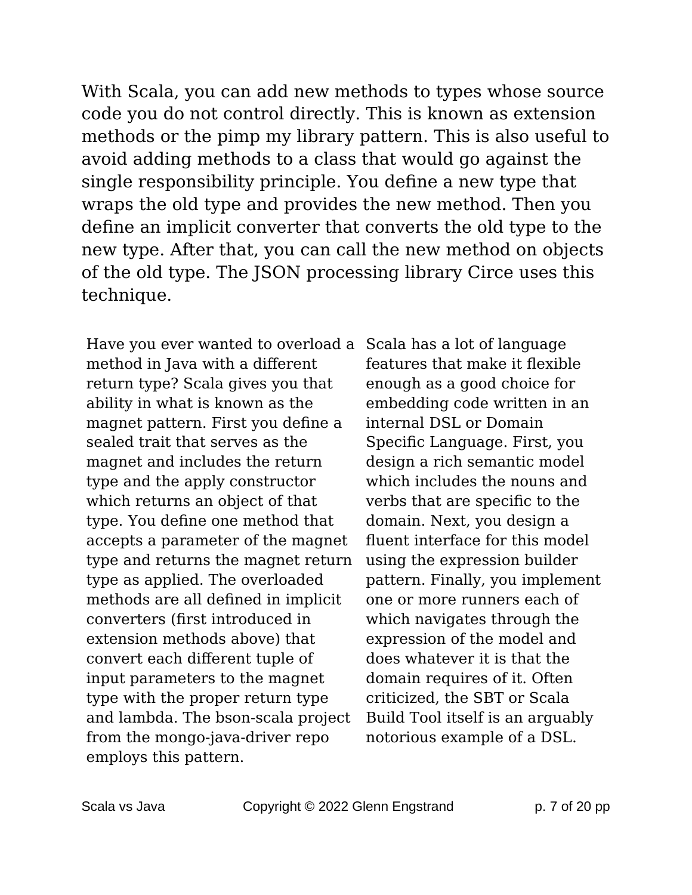With Scala, you can add new methods to types whose source code you do not control directly. This is known as extension methods or the pimp my library pattern. This is also useful to avoid adding methods to a class that would go against the single responsibility principle. You define a new type that wraps the old type and provides the new method. Then you define an implicit converter that converts the old type to the new type. After that, you can call the new method on objects of the old type. The JSON processing library Circe uses this technique.

Have you ever wanted to overload a method in Java with a different return type? Scala gives you that ability in what is known as the magnet pattern. First you define a sealed trait that serves as the magnet and includes the return type and the apply constructor which returns an object of that type. You define one method that accepts a parameter of the magnet type and returns the magnet return type as applied. The overloaded methods are all defined in implicit converters (first introduced in extension methods above) that convert each different tuple of input parameters to the magnet type with the proper return type and lambda. The bson-scala project from the mongo-java-driver repo employs this pattern.

Scala has a lot of language features that make it flexible enough as a good choice for embedding code written in an internal DSL or Domain Specific Language. First, you design a rich semantic model which includes the nouns and verbs that are specific to the domain. Next, you design a fluent interface for this model using the expression builder pattern. Finally, you implement one or more runners each of which navigates through the expression of the model and does whatever it is that the domain requires of it. Often criticized, the SBT or Scala Build Tool itself is an arguably notorious example of a DSL.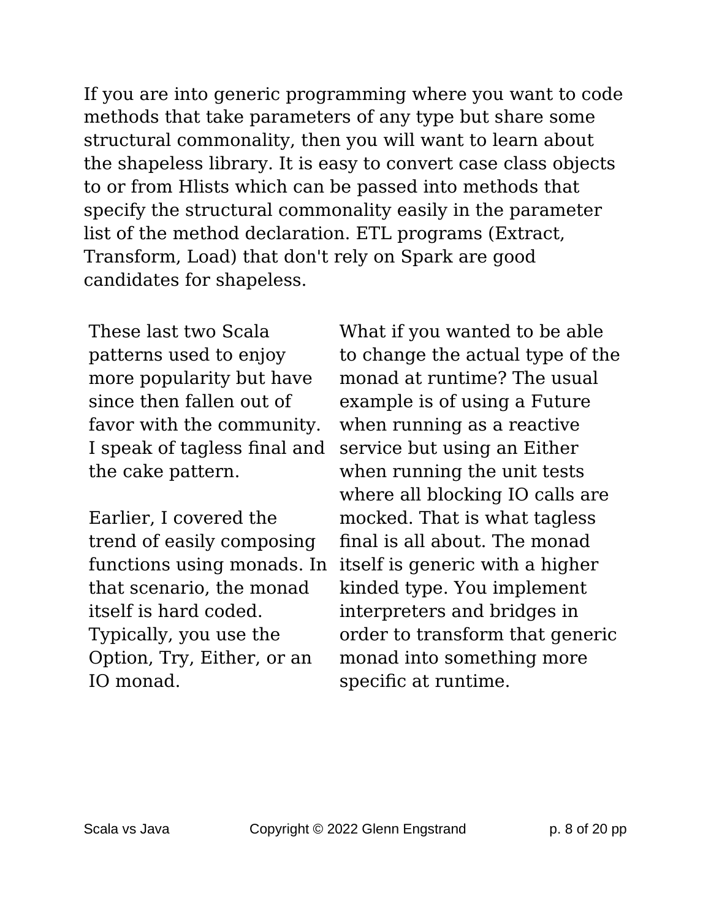If you are into generic programming where you want to code methods that take parameters of any type but share some structural commonality, then you will want to learn about the shapeless library. It is easy to convert case class objects to or from Hlists which can be passed into methods that specify the structural commonality easily in the parameter list of the method declaration. ETL programs (Extract, Transform, Load) that don't rely on Spark are good candidates for shapeless.

These last two Scala patterns used to enjoy more popularity but have since then fallen out of favor with the community. I speak of tagless final and the cake pattern.

Earlier, I covered the trend of easily composing functions using monads. In that scenario, the monad itself is hard coded. Typically, you use the Option, Try, Either, or an IO monad.

What if you wanted to be able to change the actual type of the monad at runtime? The usual example is of using a Future when running as a reactive service but using an Either when running the unit tests where all blocking IO calls are mocked. That is what tagless final is all about. The monad itself is generic with a higher kinded type. You implement interpreters and bridges in order to transform that generic monad into something more specific at runtime.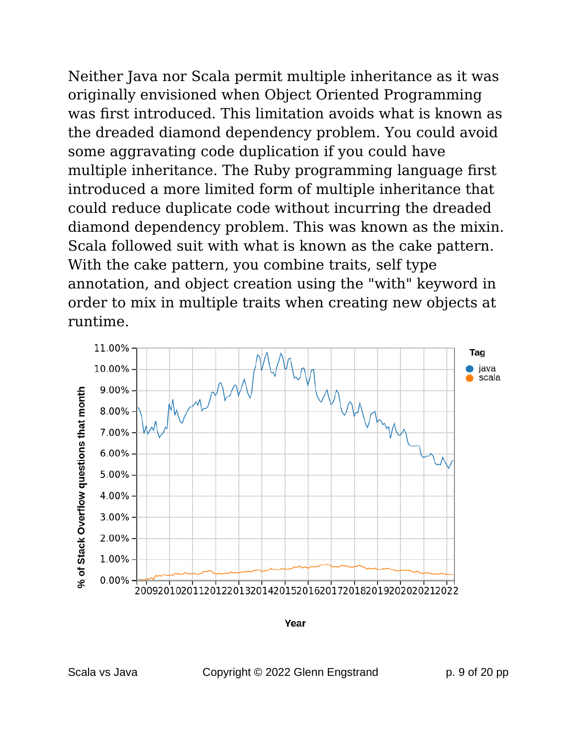Neither Java nor Scala permit multiple inheritance as it was originally envisioned when Object Oriented Programming was first introduced. This limitation avoids what is known as the dreaded diamond dependency problem. You could avoid some aggravating code duplication if you could have multiple inheritance. The Ruby programming language first introduced a more limited form of multiple inheritance that could reduce duplicate code without incurring the dreaded diamond dependency problem. This was known as the mixin. Scala followed suit with what is known as the cake pattern. With the cake pattern, you combine traits, self type annotation, and object creation using the "with" keyword in order to mix in multiple traits when creating new objects at runtime.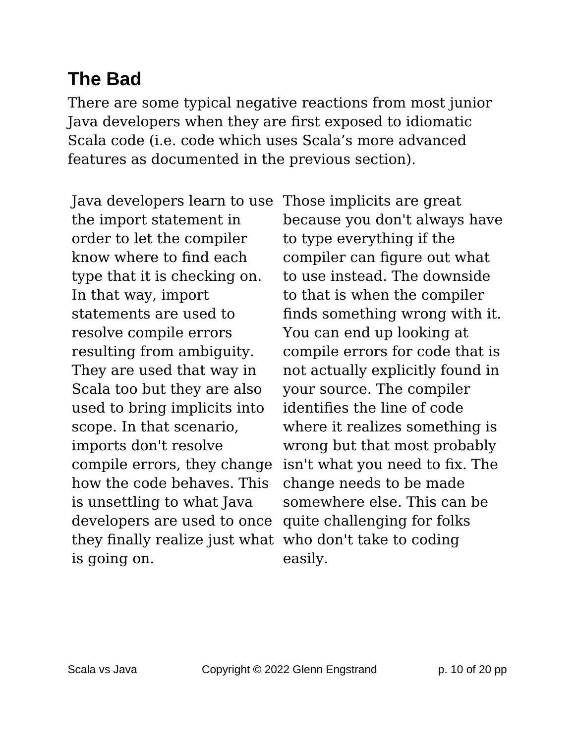## The Bad

There are some typical negative reactions from most junior Java developers when they are first exposed to idiomatic Scala code (i.e. code which uses Scala's more advanced features as documented in the previous section).

Java developers learn to use the import statement in order to let the compiler know where to find each type that it is checking on. In that way, import statements are used to resolve compile errors resulting from ambiguity. They are used that way in Scala too but they are also used to bring implicits into scope. In that scenario, imports don't resolve compile errors, they change how the code behaves. This is unsettling to what Java developers are used to once they finally realize just what is going on.

Those implicits are great because you don't always have to type everything if the compiler can figure out what to use instead. The downside to that is when the compiler finds something wrong with it. You can end up looking at compile errors for code that is not actually explicitly found in your source. The compiler identifies the line of code where it realizes something is wrong but that most probably isn't what you need to fix. The change needs to be made somewhere else. This can be quite challenging for folks who don't take to coding easily.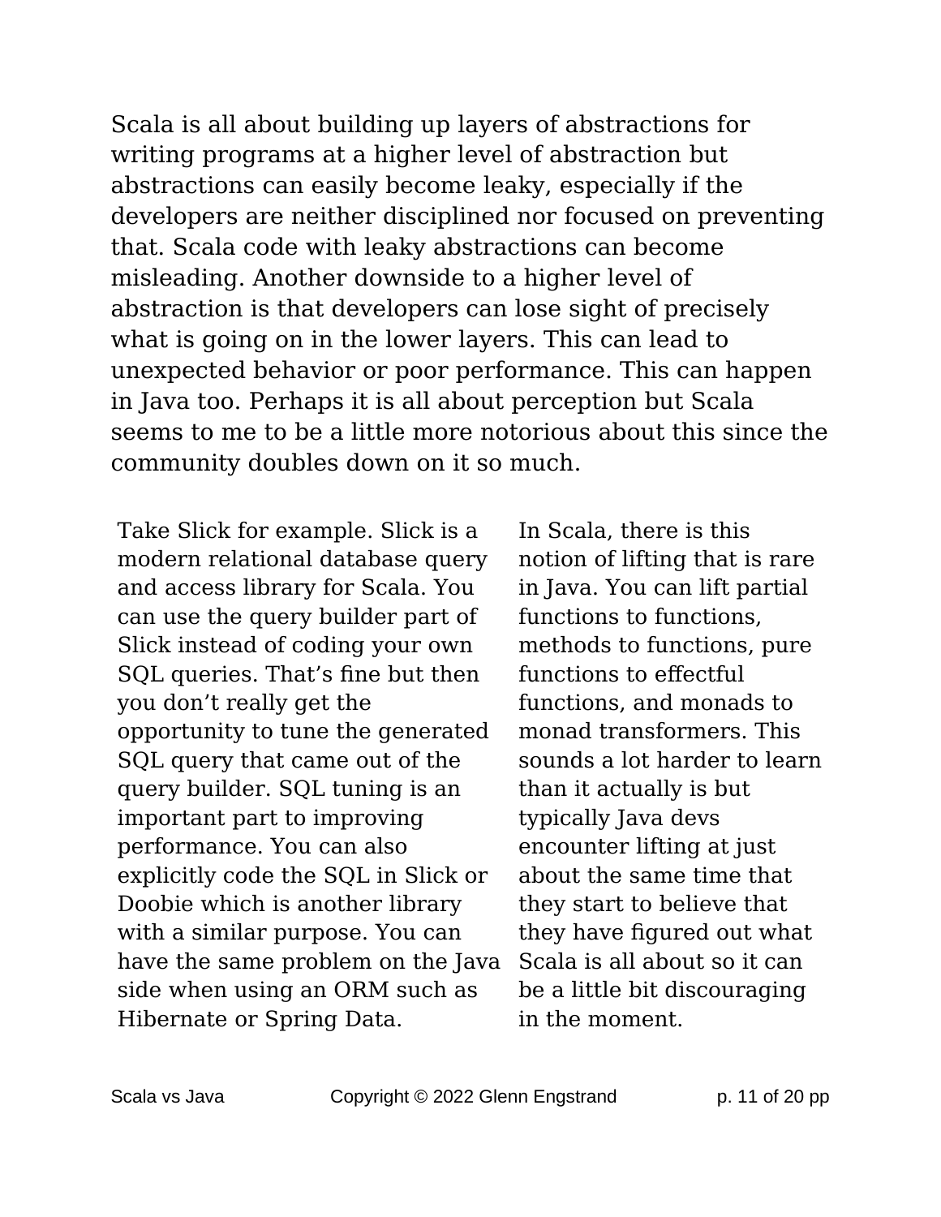Scala is all about building up layers of abstractions for writing programs at a higher level of abstraction but abstractions can easily become leaky, especially if the developers are neither disciplined nor focused on preventing that. Scala code with leaky abstractions can become misleading. Another downside to a higher level of abstraction is that developers can lose sight of precisely what is going on in the lower layers. This can lead to unexpected behavior or poor performance. This can happen in Java too. Perhaps it is all about perception but Scala seems to me to be a little more notorious about this since the community doubles down on it so much.

Take Slick for example. Slick is a modern relational database query and access library for Scala. You can use the query builder part of Slick instead of coding your own SQL queries. That’s fine but then you don’t really get the opportunity to tune the generated SQL query that came out of the query builder. SQL tuning is an important part to improving performance. You can also explicitly code the SQL in Slick or Doobie which is another library with a similar purpose. You can have the same problem on the Java side when using an ORM such as Hibernate or Spring Data.

In Scala, there is this notion of lifting that is rare in Java. You can lift partial functions to functions, methods to functions, pure functions to effectful functions, and monads to monad transformers. This sounds a lot harder to learn than it actually is but typically Java devs encounter lifting at just about the same time that they start to believe that they have figured out what Scala is all about so it can be a little bit discouraging in the moment.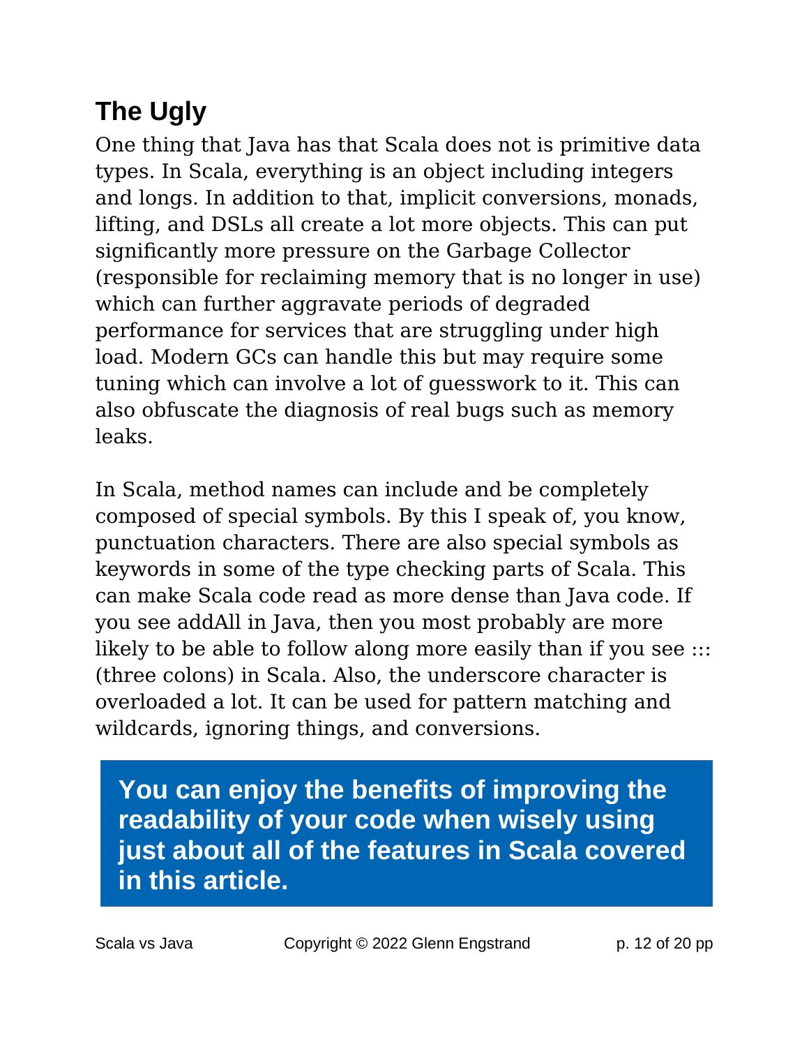## The Ugly

One thing that Java has that Scala does not is primitive data types. In Scala, everything is an object including integers and longs. In addition to that, implicit conversions, monads, lifting, and DSLs all create a lot more objects. This can put significantly more pressure on the Garbage Collector (responsible for reclaiming memory that is no longer in use) which can further aggravate periods of degraded performance for services that are struggling under high load. Modern GCs can handle this but may require some tuning which can involve a lot of guesswork to it. This can also obfuscate the diagnosis of real bugs such as memory leaks.

In Scala, method names can include and be completely composed of special symbols. By this I speak of, you know, punctuation characters. There are also special symbols as keywords in some of the type checking parts of Scala. This can make Scala code read as more dense than Java code. If you see addAll in Java, then you most probably are more likely to be able to follow along more easily than if you see ::: (three colons) in Scala. Also, the underscore character is overloaded a lot. It can be used for pattern matching and wildcards, ignoring things, and conversions.

**You can enjoy the benefits of improving the readability of your code when wisely using just about all of the features in Scala covered in this article.**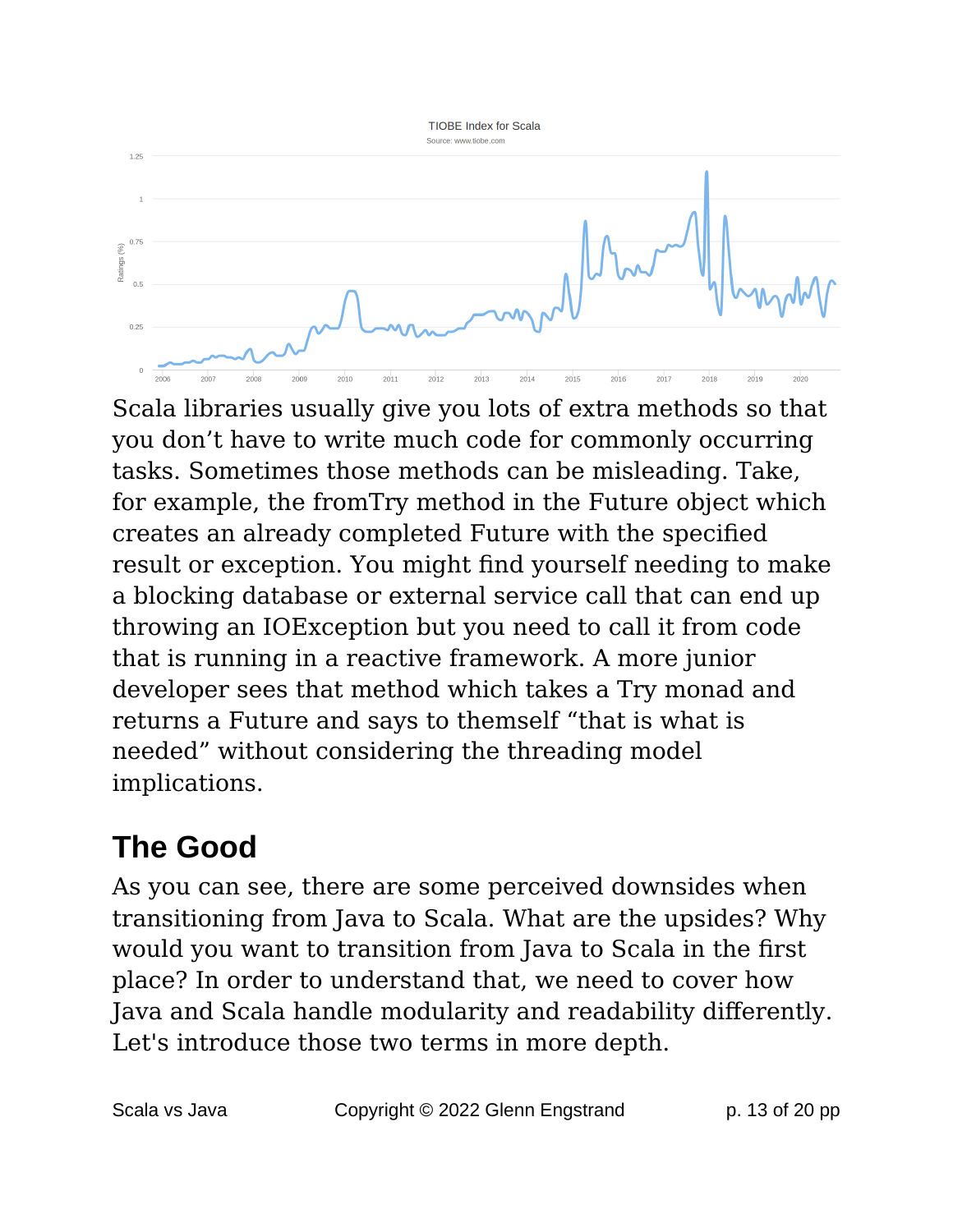Scala libraries usually give you lots of extra methods so that you don’t have to write much code for commonly occurring tasks. Sometimes those methods can be misleading. Take, for example, the fromTry method in the Future object which creates an already completed Future with the specified result or exception. You might find yourself needing to make a blocking database or external service call that can end up throwing an IOException but you need to call it from code that is running in a reactive framework. A more junior developer sees that method which takes a Try monad and returns a Future and says to themself “that is what is needed” without considering the threading model implications.

## The Good

As you can see, there are some perceived downsides when transitioning from Java to Scala. What are the upsides? Why would you want to transition from Java to Scala in the first place? In order to understand that, we need to cover how Java and Scala handle modularity and readability differently. Let's introduce those two terms in more depth.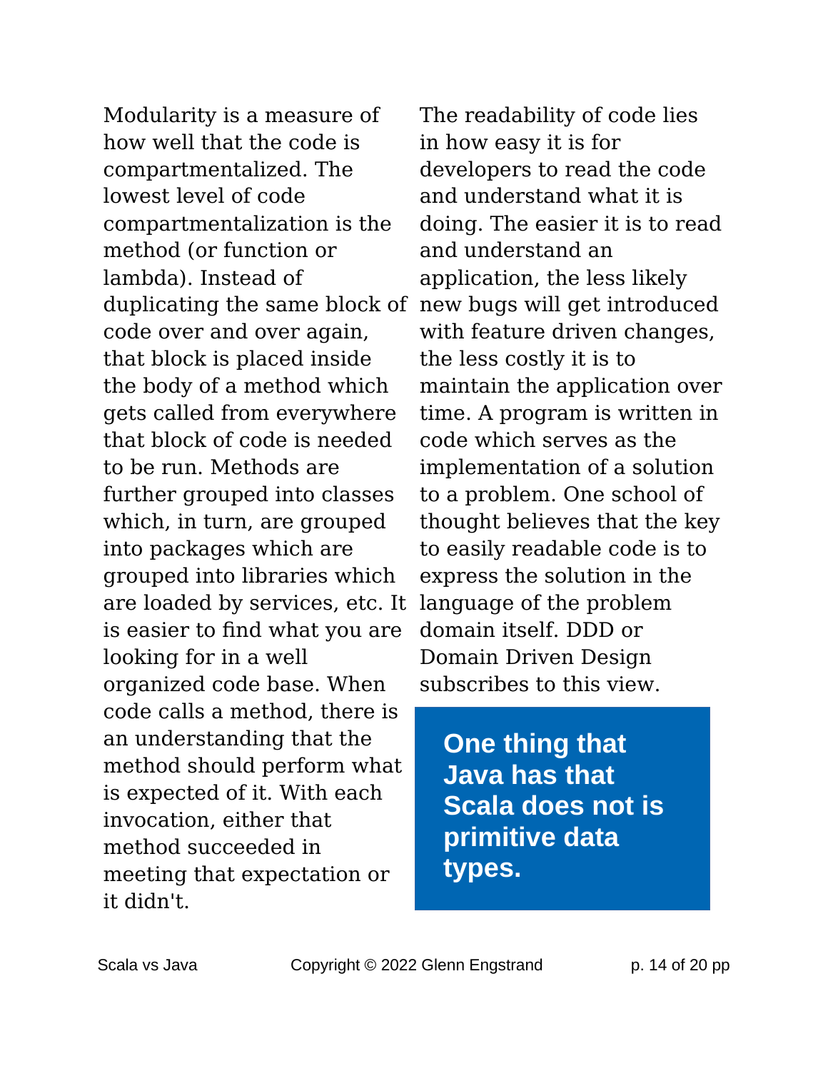Modularity is a measure of how well that the code is compartmentalized. The lowest level of code compartmentalization is the method (or function or lambda). Instead of duplicating the same block of code over and over again, that block is placed inside the body of a method which gets called from everywhere that block of code is needed to be run. Methods are further grouped into classes which, in turn, are grouped into packages which are grouped into libraries which are loaded by services, etc. It is easier to find what you are looking for in a well organized code base. When code calls a method, there is an understanding that the method should perform what is expected of it. With each invocation, either that method succeeded in meeting that expectation or it didn't.

The readability of code lies in how easy it is for developers to read the code and understand what it is doing. The easier it is to read and understand an application, the less likely new bugs will get introduced with feature driven changes, the less costly it is to maintain the application over time. A program is written in code which serves as the implementation of a solution to a problem. One school of thought believes that the key to easily readable code is to express the solution in the language of the problem domain itself. DDD or Domain Driven Design subscribes to this view.

> **One thing that Java has that Scala does not is primitive data types.**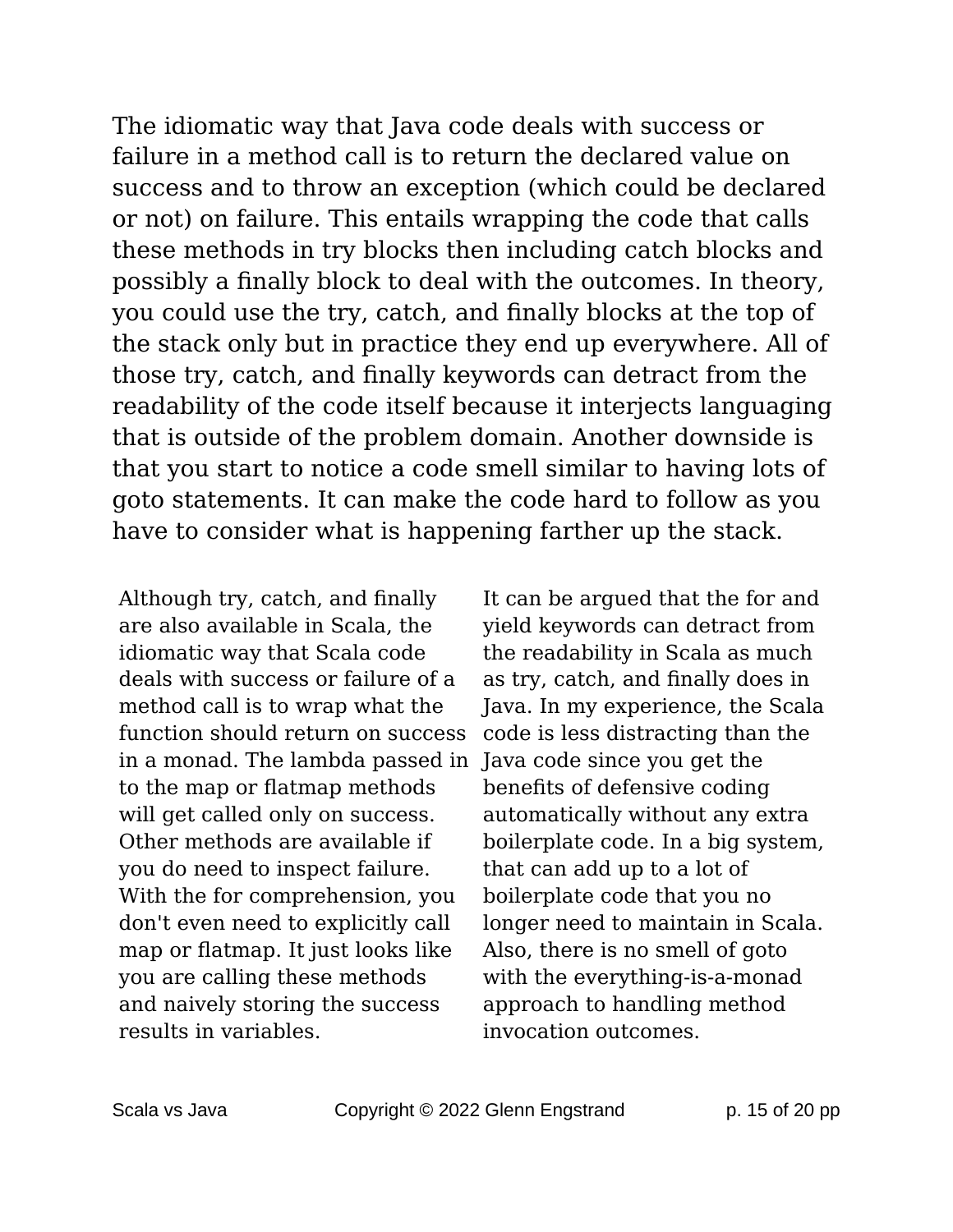The idiomatic way that Java code deals with success or failure in a method call is to return the declared value on success and to throw an exception (which could be declared or not) on failure. This entails wrapping the code that calls these methods in try blocks then including catch blocks and possibly a finally block to deal with the outcomes. In theory, you could use the try, catch, and finally blocks at the top of the stack only but in practice they end up everywhere. All of those try, catch, and finally keywords can detract from the readability of the code itself because it interjects languaging that is outside of the problem domain. Another downside is that you start to notice a code smell similar to having lots of goto statements. It can make the code hard to follow as you have to consider what is happening farther up the stack.

Although try, catch, and finally are also available in Scala, the idiomatic way that Scala code deals with success or failure of a method call is to wrap what the function should return on success in a monad. The lambda passed in to the map or flatmap methods will get called only on success. Other methods are available if you do need to inspect failure. With the for comprehension, you don't even need to explicitly call map or flatmap. It just looks like you are calling these methods and naively storing the success results in variables.

It can be argued that the for and yield keywords can detract from the readability in Scala as much as try, catch, and finally does in Java. In my experience, the Scala code is less distracting than the Java code since you get the benefits of defensive coding automatically without any extra boilerplate code. In a big system, that can add up to a lot of boilerplate code that you no longer need to maintain in Scala. Also, there is no smell of goto with the everything-is-a-monad approach to handling method invocation outcomes.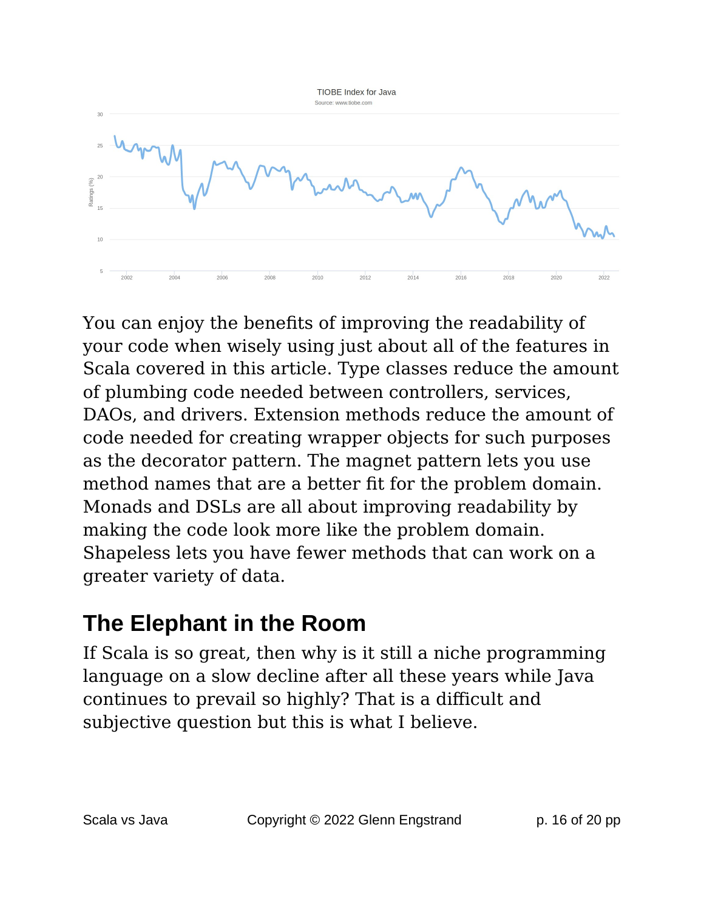You can enjoy the benefits of improving the readability of your code when wisely using just about all of the features in Scala covered in this article. Type classes reduce the amount of plumbing code needed between controllers, services, DAOs, and drivers. Extension methods reduce the amount of code needed for creating wrapper objects for such purposes as the decorator pattern. The magnet pattern lets you use method names that are a better fit for the problem domain. Monads and DSLs are all about improving readability by making the code look more like the problem domain. Shapeless lets you have fewer methods that can work on a greater variety of data.

## The Elephant in the Room

If Scala is so great, then why is it still a niche programming language on a slow decline after all these years while Java continues to prevail so highly? That is a difficult and subjective question but this is what I believe.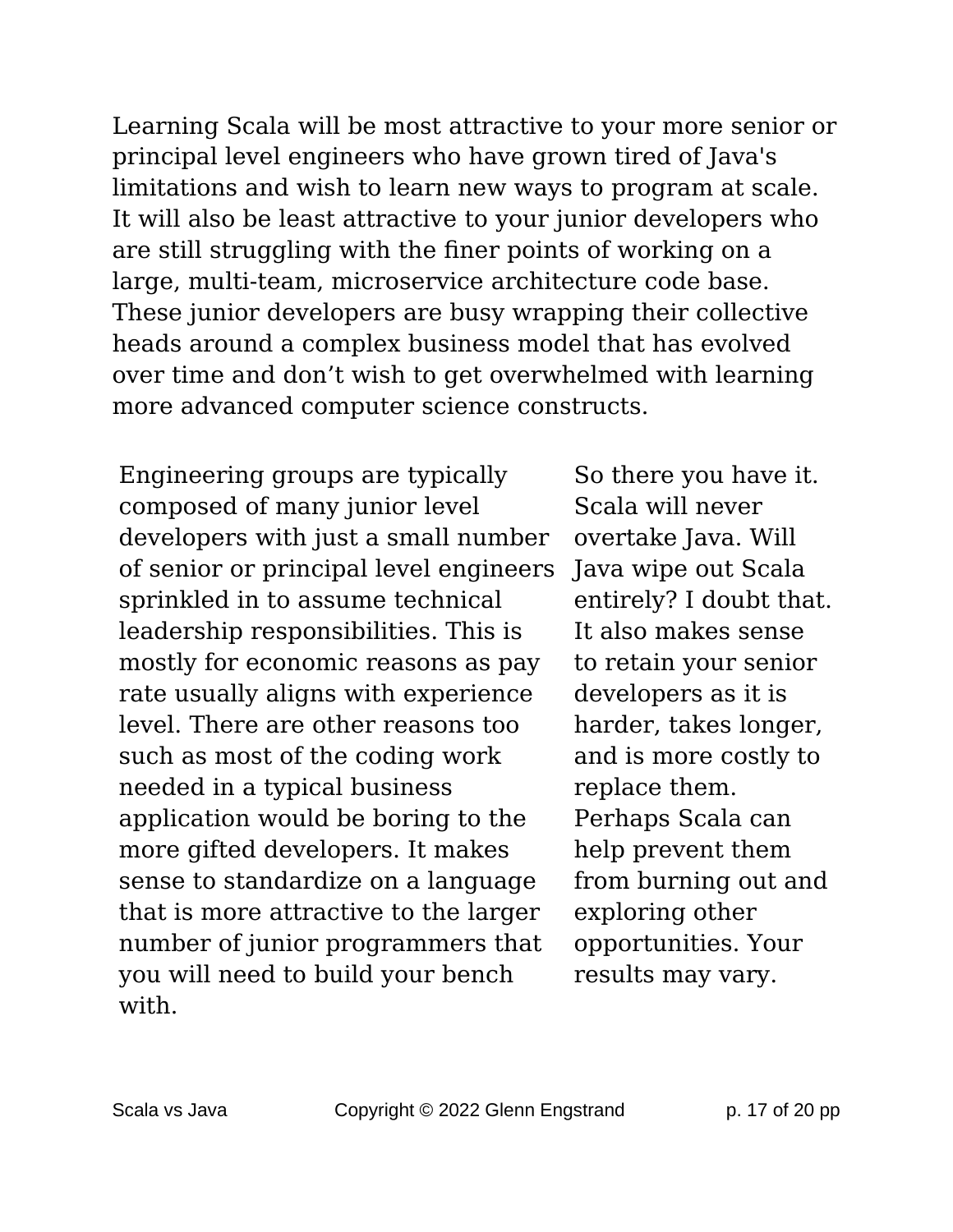Learning Scala will be most attractive to your more senior or principal level engineers who have grown tired of Java's limitations and wish to learn new ways to program at scale. It will also be least attractive to your junior developers who are still struggling with the finer points of working on a large, multi-team, microservice architecture code base. These junior developers are busy wrapping their collective heads around a complex business model that has evolved over time and don’t wish to get overwhelmed with learning more advanced computer science constructs.

Engineering groups are typically composed of many junior level developers with just a small number of senior or principal level engineers sprinkled in to assume technical leadership responsibilities. This is mostly for economic reasons as pay rate usually aligns with experience level. There are other reasons too such as most of the coding work needed in a typical business application would be boring to the more gifted developers. It makes sense to standardize on a language that is more attractive to the larger number of junior programmers that you will need to build your bench with.

So there you have it. Scala will never overtake Java. Will Java wipe out Scala entirely? I doubt that. It also makes sense to retain your senior developers as it is harder, takes longer, and is more costly to replace them. Perhaps Scala can help prevent them from burning out and exploring other opportunities. Your results may vary.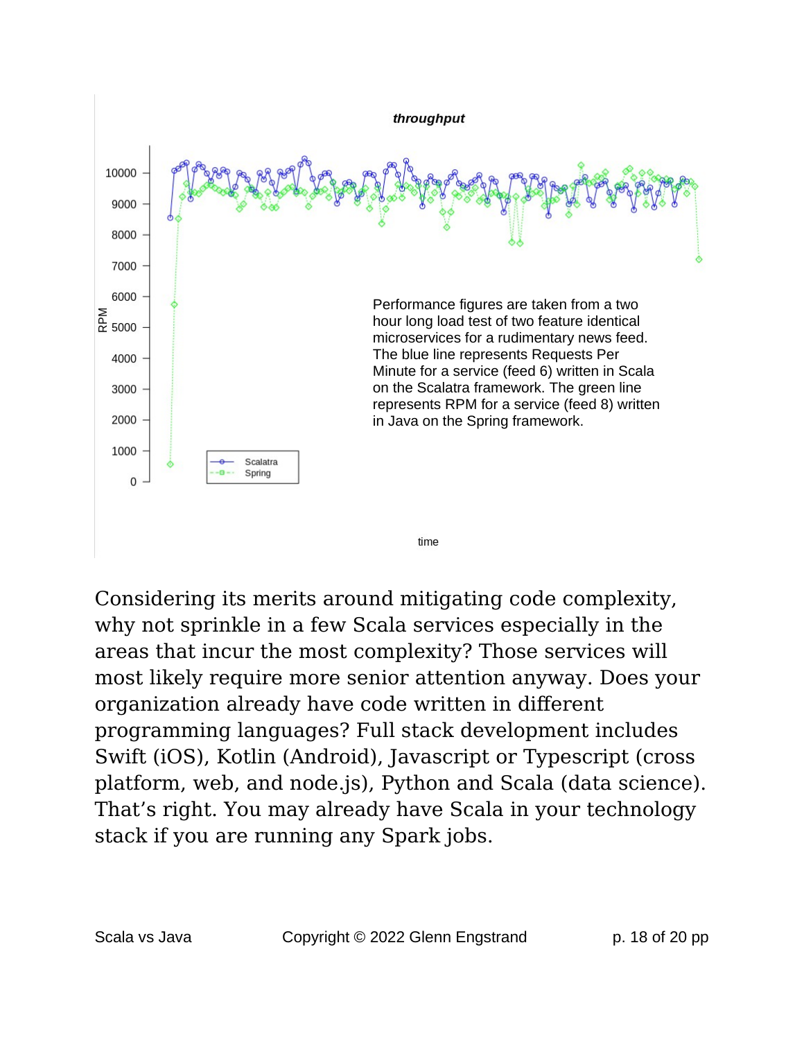throughput

Performance figures are taken from a two hour long load test of two feature identical microservices for a rudimentary news feed. The blue line represents Requests Per Minute for a service (feed 6) written in Scala on the Scalatra framework. The green line represents RPM for a service (feed 8) written in Java on the Spring framework.

Considering its merits around mitigating code complexity, why not sprinkle in a few Scala services especially in the areas that incur the most complexity? Those services will most likely require more senior attention anyway. Does your organization already have code written in different programming languages? Full stack development includes Swift (iOS), Kotlin (Android), Javascript or Typescript (cross platform, web, and node.js), Python and Scala (data science). That's right. You may already have Scala in your technology stack if you are running any Spark jobs.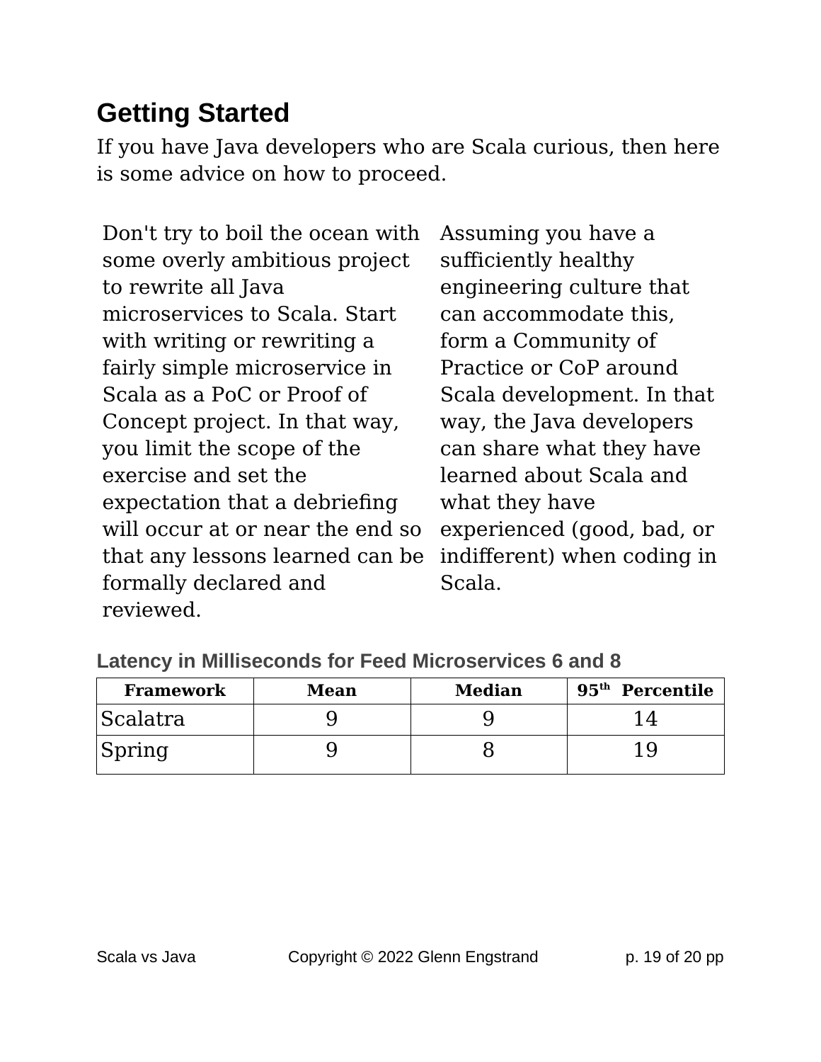## Getting Started

If you have Java developers who are Scala curious, then here is some advice on how to proceed.

Don't try to boil the ocean with some overly ambitious project to rewrite all Java microservices to Scala. Start with writing or rewriting a fairly simple microservice in Scala as a PoC or Proof of Concept project. In that way, you limit the scope of the exercise and set the expectation that a debriefing will occur at or near the end so that any lessons learned can be formally declared and reviewed.

Assuming you have a sufficiently healthy engineering culture that can accommodate this, form a Community of Practice or CoP around Scala development. In that way, the Java developers can share what they have learned about Scala and what they have experienced (good, bad, or indifferent) when coding in Scala.

**Latency in Milliseconds for Feed Microservices 6 and 8**

| Framework | Mean | Median | 95th Percentile |
|---|---|---|---|
| Scalatra | 9 | 9 | 14 |
| Spring | 9 | 8 | 19 |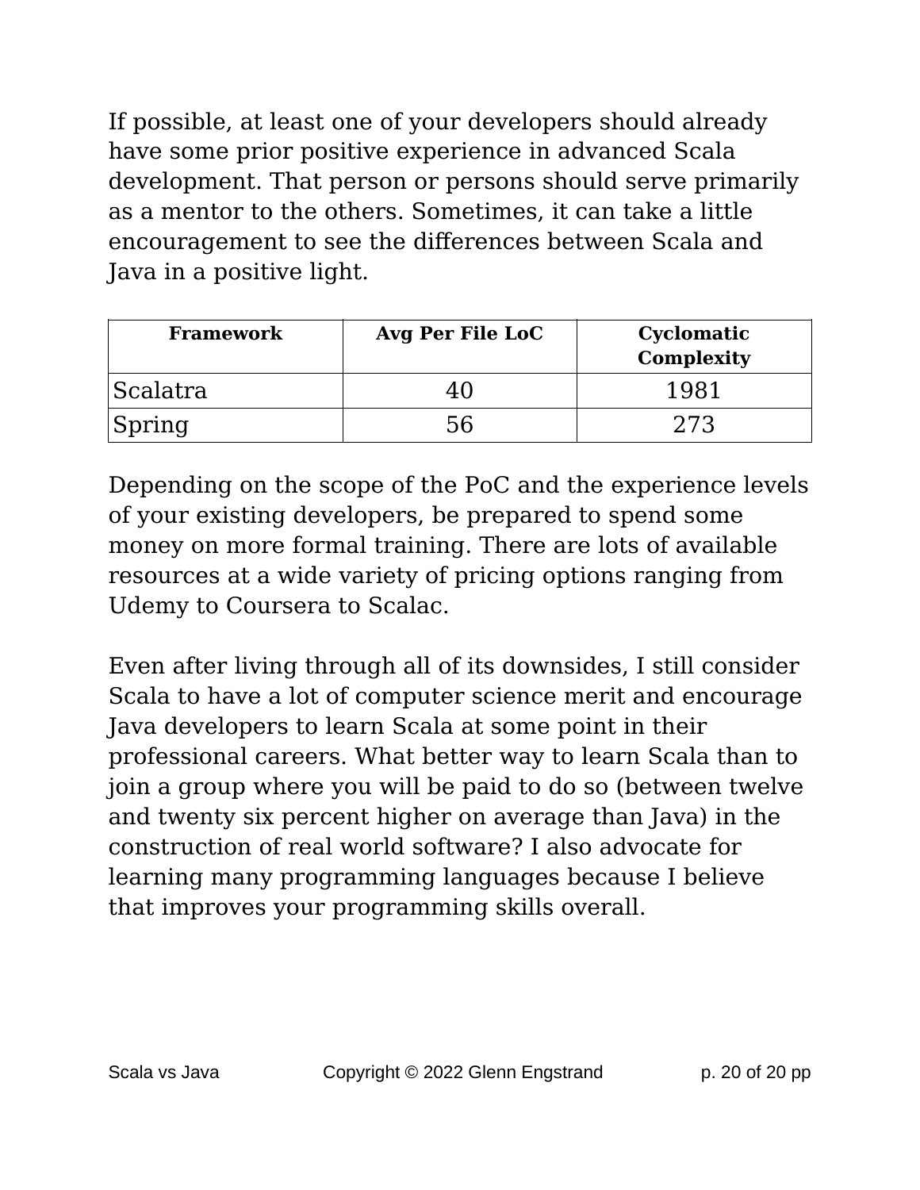If possible, at least one of your developers should already have some prior positive experience in advanced Scala development. That person or persons should serve primarily as a mentor to the others. Sometimes, it can take a little encouragement to see the differences between Scala and Java in a positive light.

| Framework | Avg Per File LoC | Cyclomatic Complexity |
| --- | --- | --- |
| Scalatra | 40 | 1981 |
| Spring | 56 | 273 |

Depending on the scope of the PoC and the experience levels of your existing developers, be prepared to spend some money on more formal training. There are lots of available resources at a wide variety of pricing options ranging from Udemy to Coursera to Scalac.

Even after living through all of its downsides, I still consider Scala to have a lot of computer science merit and encourage Java developers to learn Scala at some point in their professional careers. What better way to learn Scala than to join a group where you will be paid to do so (between twelve and twenty six percent higher on average than Java) in the construction of real world software? I also advocate for learning many programming languages because I believe that improves your programming skills overall.